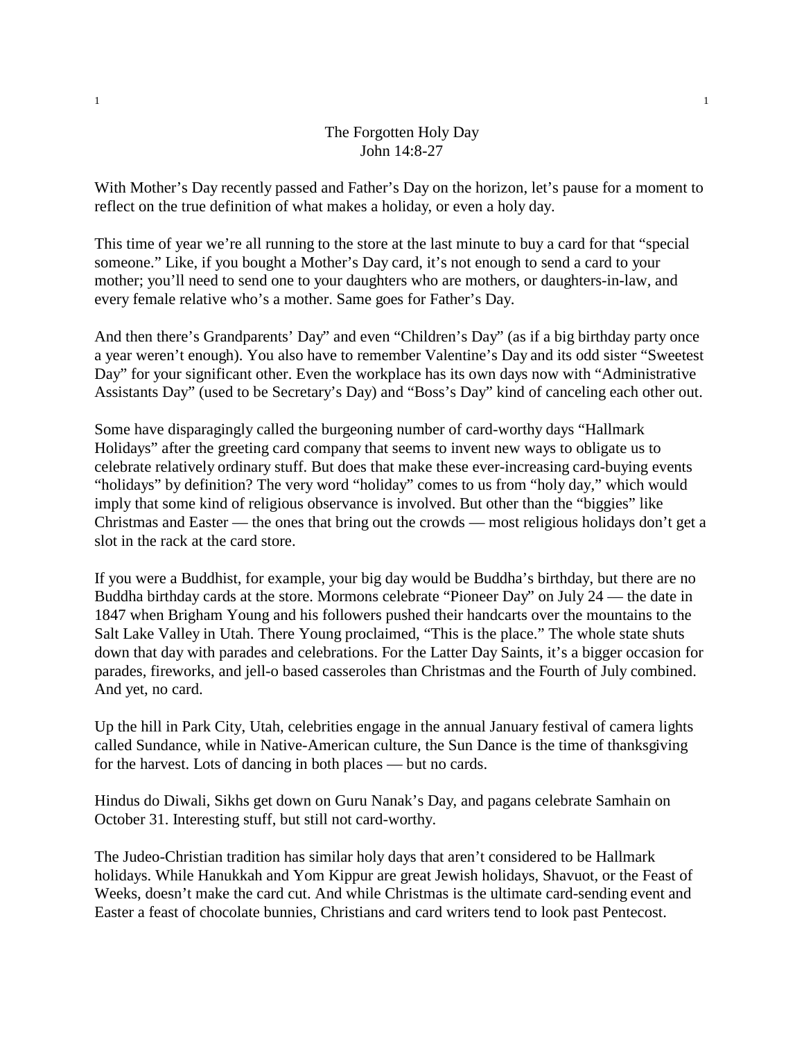# The Forgotten Holy Day
John 14:8-27

With Mother's Day recently passed and Father's Day on the horizon, let's pause for a moment to reflect on the true definition of what makes a holiday, or even a holy day.

This time of year we're all running to the store at the last minute to buy a card for that "special someone." Like, if you bought a Mother's Day card, it's not enough to send a card to your mother; you'll need to send one to your daughters who are mothers, or daughters-in-law, and every female relative who's a mother. Same goes for Father's Day.

And then there's Grandparents' Day" and even "Children's Day" (as if a big birthday party once a year weren't enough). You also have to remember Valentine's Day and its odd sister "Sweetest Day" for your significant other. Even the workplace has its own days now with "Administrative Assistants Day" (used to be Secretary's Day) and "Boss's Day" kind of canceling each other out.

Some have disparagingly called the burgeoning number of card-worthy days "Hallmark Holidays" after the greeting card company that seems to invent new ways to obligate us to celebrate relatively ordinary stuff. But does that make these ever-increasing card-buying events "holidays" by definition? The very word "holiday" comes to us from "holy day," which would imply that some kind of religious observance is involved. But other than the "biggies" like Christmas and Easter — the ones that bring out the crowds — most religious holidays don't get a slot in the rack at the card store.

If you were a Buddhist, for example, your big day would be Buddha's birthday, but there are no Buddha birthday cards at the store. Mormons celebrate "Pioneer Day" on July 24 — the date in 1847 when Brigham Young and his followers pushed their handcarts over the mountains to the Salt Lake Valley in Utah. There Young proclaimed, "This is the place." The whole state shuts down that day with parades and celebrations. For the Latter Day Saints, it's a bigger occasion for parades, fireworks, and jell-o based casseroles than Christmas and the Fourth of July combined. And yet, no card.

Up the hill in Park City, Utah, celebrities engage in the annual January festival of camera lights called Sundance, while in Native-American culture, the Sun Dance is the time of thanksgiving for the harvest. Lots of dancing in both places — but no cards.

Hindus do Diwali, Sikhs get down on Guru Nanak's Day, and pagans celebrate Samhain on October 31. Interesting stuff, but still not card-worthy.

The Judeo-Christian tradition has similar holy days that aren't considered to be Hallmark holidays. While Hanukkah and Yom Kippur are great Jewish holidays, Shavuot, or the Feast of Weeks, doesn't make the card cut. And while Christmas is the ultimate card-sending event and Easter a feast of chocolate bunnies, Christians and card writers tend to look past Pentecost.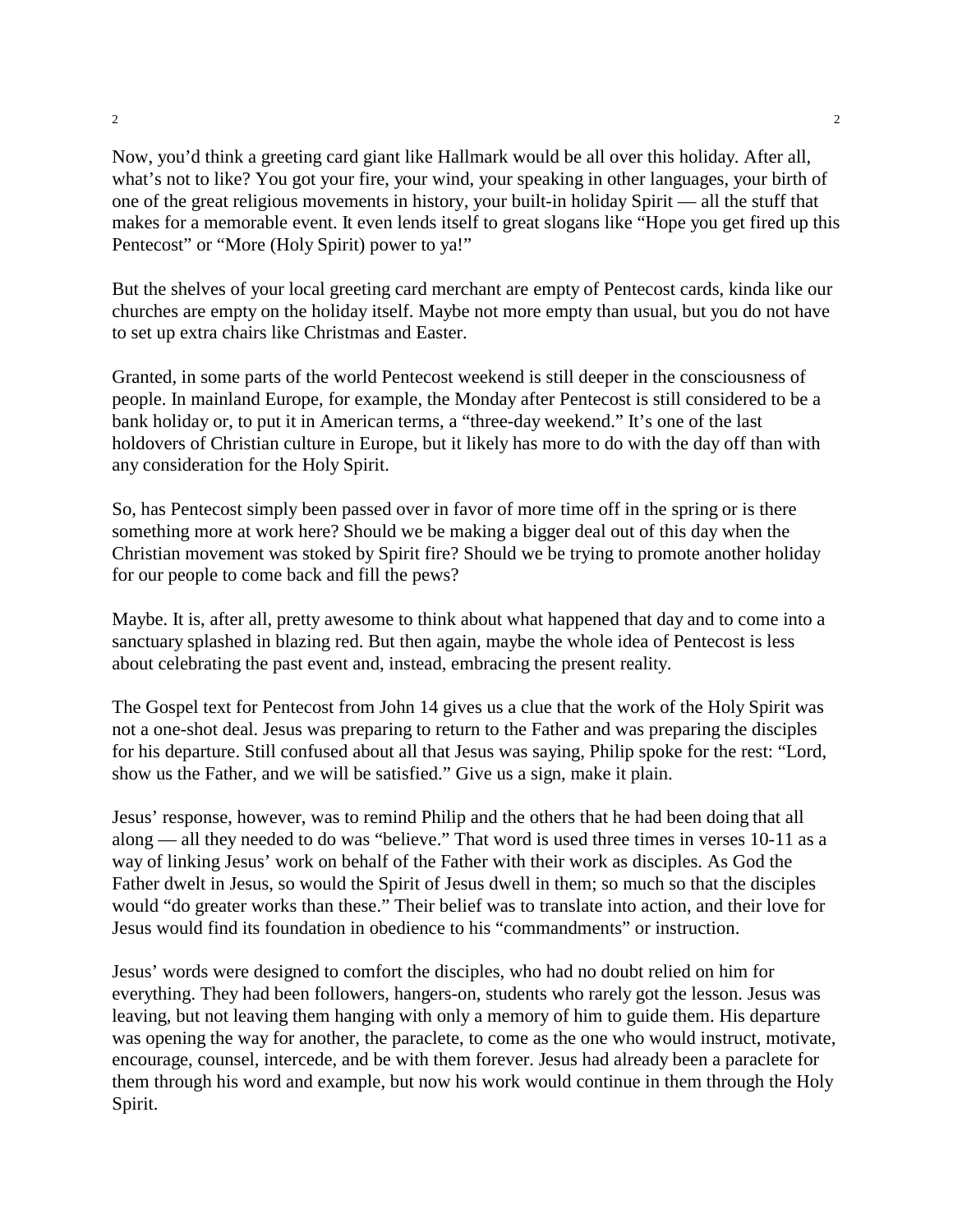Now, you'd think a greeting card giant like Hallmark would be all over this holiday. After all, what's not to like? You got your fire, your wind, your speaking in other languages, your birth of one of the great religious movements in history, your built-in holiday Spirit — all the stuff that makes for a memorable event. It even lends itself to great slogans like "Hope you get fired up this Pentecost" or "More (Holy Spirit) power to ya!"

But the shelves of your local greeting card merchant are empty of Pentecost cards, kinda like our churches are empty on the holiday itself. Maybe not more empty than usual, but you do not have to set up extra chairs like Christmas and Easter.

Granted, in some parts of the world Pentecost weekend is still deeper in the consciousness of people. In mainland Europe, for example, the Monday after Pentecost is still considered to be a bank holiday or, to put it in American terms, a "three-day weekend." It's one of the last holdovers of Christian culture in Europe, but it likely has more to do with the day off than with any consideration for the Holy Spirit.

So, has Pentecost simply been passed over in favor of more time off in the spring or is there something more at work here? Should we be making a bigger deal out of this day when the Christian movement was stoked by Spirit fire? Should we be trying to promote another holiday for our people to come back and fill the pews?

Maybe. It is, after all, pretty awesome to think about what happened that day and to come into a sanctuary splashed in blazing red. But then again, maybe the whole idea of Pentecost is less about celebrating the past event and, instead, embracing the present reality.

The Gospel text for Pentecost from John 14 gives us a clue that the work of the Holy Spirit was not a one-shot deal. Jesus was preparing to return to the Father and was preparing the disciples for his departure. Still confused about all that Jesus was saying, Philip spoke for the rest: "Lord, show us the Father, and we will be satisfied." Give us a sign, make it plain.

Jesus' response, however, was to remind Philip and the others that he had been doing that all along — all they needed to do was "believe." That word is used three times in verses 10-11 as a way of linking Jesus' work on behalf of the Father with their work as disciples. As God the Father dwelt in Jesus, so would the Spirit of Jesus dwell in them; so much so that the disciples would "do greater works than these." Their belief was to translate into action, and their love for Jesus would find its foundation in obedience to his "commandments" or instruction.

Jesus' words were designed to comfort the disciples, who had no doubt relied on him for everything. They had been followers, hangers-on, students who rarely got the lesson. Jesus was leaving, but not leaving them hanging with only a memory of him to guide them. His departure was opening the way for another, the paraclete, to come as the one who would instruct, motivate, encourage, counsel, intercede, and be with them forever. Jesus had already been a paraclete for them through his word and example, but now his work would continue in them through the Holy Spirit.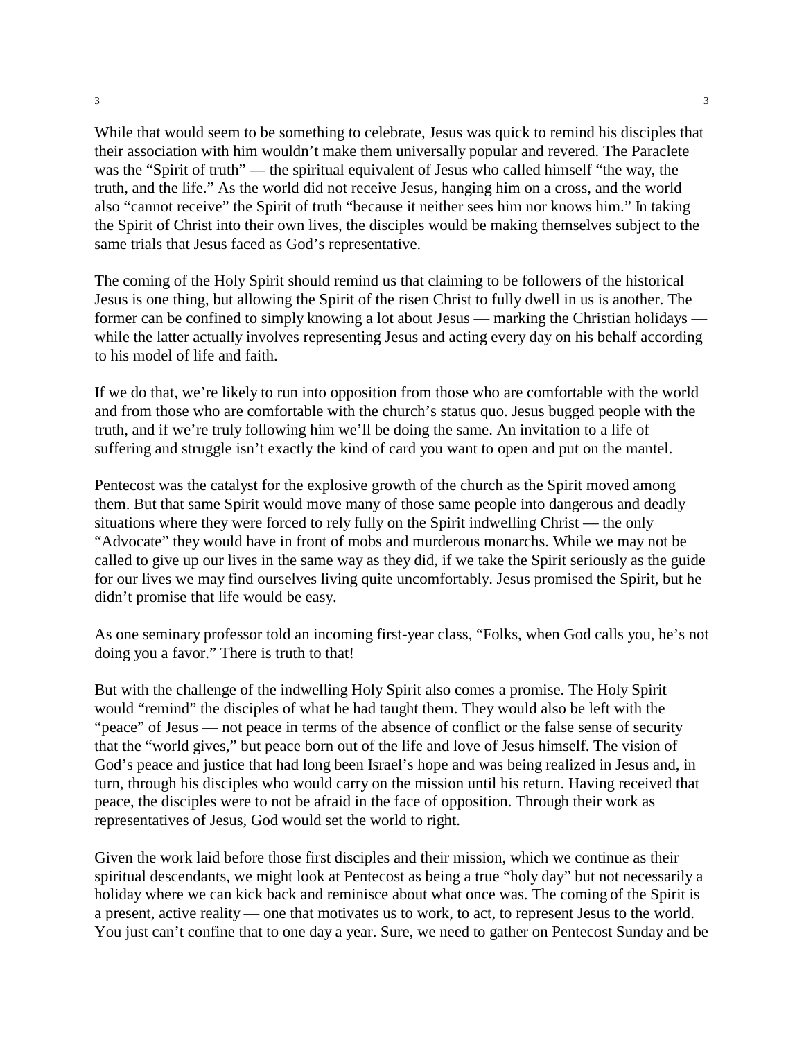While that would seem to be something to celebrate, Jesus was quick to remind his disciples that their association with him wouldn't make them universally popular and revered. The Paraclete was the "Spirit of truth" — the spiritual equivalent of Jesus who called himself "the way, the truth, and the life." As the world did not receive Jesus, hanging him on a cross, and the world also "cannot receive" the Spirit of truth "because it neither sees him nor knows him." In taking the Spirit of Christ into their own lives, the disciples would be making themselves subject to the same trials that Jesus faced as God's representative.

The coming of the Holy Spirit should remind us that claiming to be followers of the historical Jesus is one thing, but allowing the Spirit of the risen Christ to fully dwell in us is another. The former can be confined to simply knowing a lot about Jesus — marking the Christian holidays — while the latter actually involves representing Jesus and acting every day on his behalf according to his model of life and faith.

If we do that, we're likely to run into opposition from those who are comfortable with the world and from those who are comfortable with the church's status quo. Jesus bugged people with the truth, and if we're truly following him we'll be doing the same. An invitation to a life of suffering and struggle isn't exactly the kind of card you want to open and put on the mantel.

Pentecost was the catalyst for the explosive growth of the church as the Spirit moved among them. But that same Spirit would move many of those same people into dangerous and deadly situations where they were forced to rely fully on the Spirit indwelling Christ — the only "Advocate" they would have in front of mobs and murderous monarchs. While we may not be called to give up our lives in the same way as they did, if we take the Spirit seriously as the guide for our lives we may find ourselves living quite uncomfortably. Jesus promised the Spirit, but he didn't promise that life would be easy.

As one seminary professor told an incoming first-year class, "Folks, when God calls you, he's not doing you a favor." There is truth to that!

But with the challenge of the indwelling Holy Spirit also comes a promise. The Holy Spirit would "remind" the disciples of what he had taught them. They would also be left with the "peace" of Jesus — not peace in terms of the absence of conflict or the false sense of security that the "world gives," but peace born out of the life and love of Jesus himself. The vision of God's peace and justice that had long been Israel's hope and was being realized in Jesus and, in turn, through his disciples who would carry on the mission until his return. Having received that peace, the disciples were to not be afraid in the face of opposition. Through their work as representatives of Jesus, God would set the world to right.

Given the work laid before those first disciples and their mission, which we continue as their spiritual descendants, we might look at Pentecost as being a true "holy day" but not necessarily a holiday where we can kick back and reminisce about what once was. The coming of the Spirit is a present, active reality — one that motivates us to work, to act, to represent Jesus to the world. You just can't confine that to one day a year. Sure, we need to gather on Pentecost Sunday and be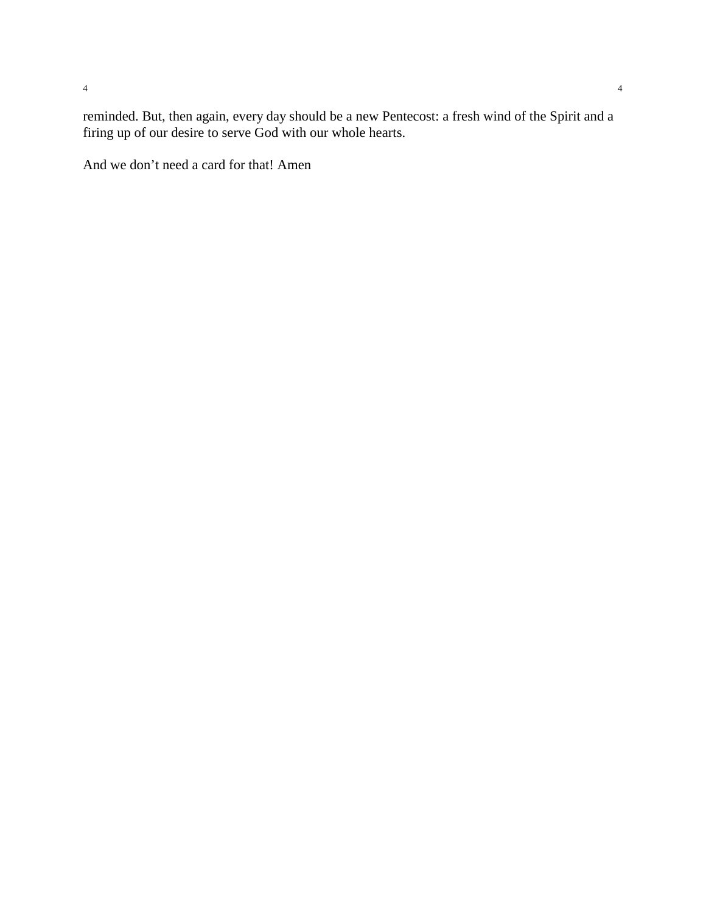reminded. But, then again, every day should be a new Pentecost: a fresh wind of the Spirit and a firing up of our desire to serve God with our whole hearts.

And we don’t need a card for that! Amen